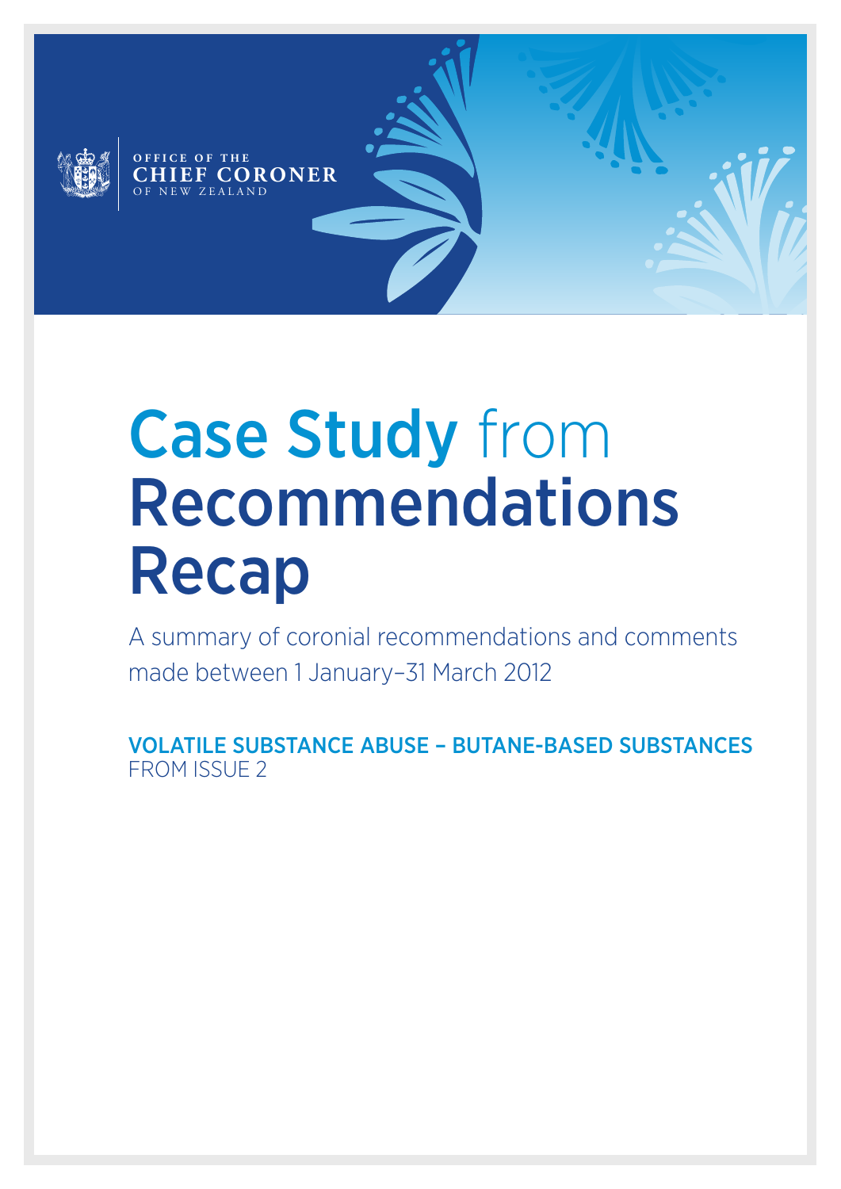OFFICE OF THE
CHIEF CORONER
OF NEW ZEALAND

# Case Study from Recommendations Recap

A summary of coronial recommendations and comments made between 1 January–31 March 2012

VOLATILE SUBSTANCE ABUSE – BUTANE-BASED SUBSTANCES
FROM ISSUE 2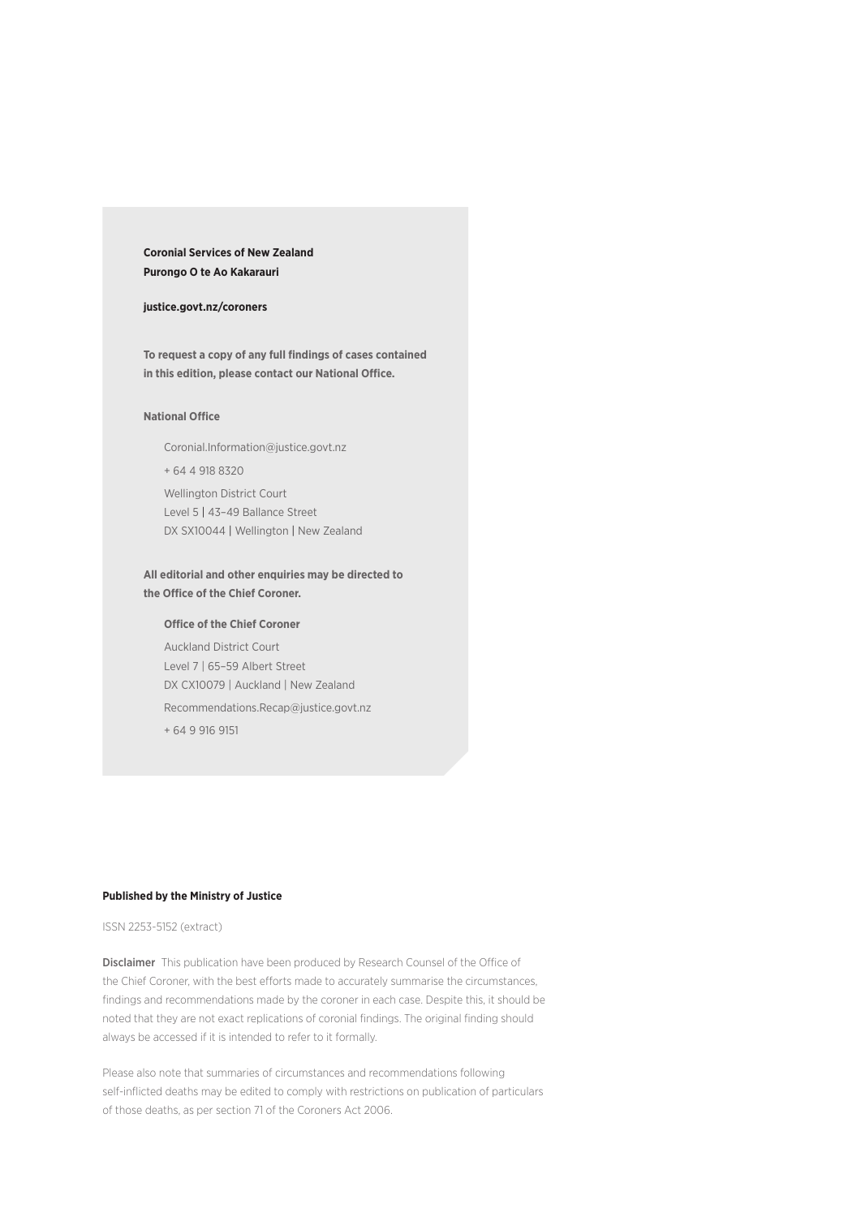**Coronial Services of New Zealand**
**Purongo O te Ao Kakarauri**

**justice.govt.nz/coroners**

**To request a copy of any full findings of cases contained in this edition, please contact our National Office.**

**National Office**

Coronial.Information@justice.govt.nz

+ 64 4 918 8320

Wellington District Court
Level 5 | 43–49 Ballance Street
DX SX10044 | Wellington | New Zealand

**All editorial and other enquiries may be directed to the Office of the Chief Coroner.**

**Office of the Chief Coroner**

Auckland District Court
Level 7 | 65–59 Albert Street
DX CX10079 | Auckland | New Zealand

Recommendations.Recap@justice.govt.nz

+ 64 9 916 9151

**Published by the Ministry of Justice**

ISSN 2253-5152 (extract)

**Disclaimer** This publication have been produced by Research Counsel of the Office of the Chief Coroner, with the best efforts made to accurately summarise the circumstances, findings and recommendations made by the coroner in each case. Despite this, it should be noted that they are not exact replications of coronial findings. The original finding should always be accessed if it is intended to refer to it formally.

Please also note that summaries of circumstances and recommendations following self-inflicted deaths may be edited to comply with restrictions on publication of particulars of those deaths, as per section 71 of the Coroners Act 2006.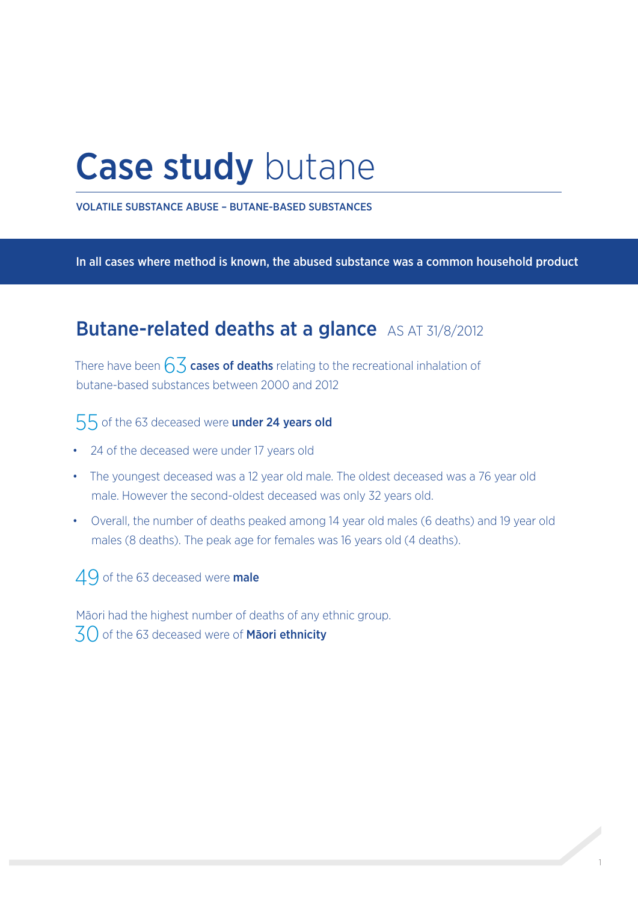# **Case study** butane

VOLATILE SUBSTANCE ABUSE – BUTANE-BASED SUBSTANCES

**In all cases where method is known, the abused substance was a common household product**

## Butane-related deaths at a glance AS AT 31/8/2012

There have been 63 **cases of deaths** relating to the recreational inhalation of butane-based substances between 2000 and 2012

55 of the 63 deceased were **under 24 years old**

- 24 of the deceased were under 17 years old
- The youngest deceased was a 12 year old male. The oldest deceased was a 76 year old male. However the second-oldest deceased was only 32 years old.
- Overall, the number of deaths peaked among 14 year old males (6 deaths) and 19 year old males (8 deaths). The peak age for females was 16 years old (4 deaths).

49 of the 63 deceased were **male**

Māori had the highest number of deaths of any ethnic group.
30 of the 63 deceased were of **Māori ethnicity**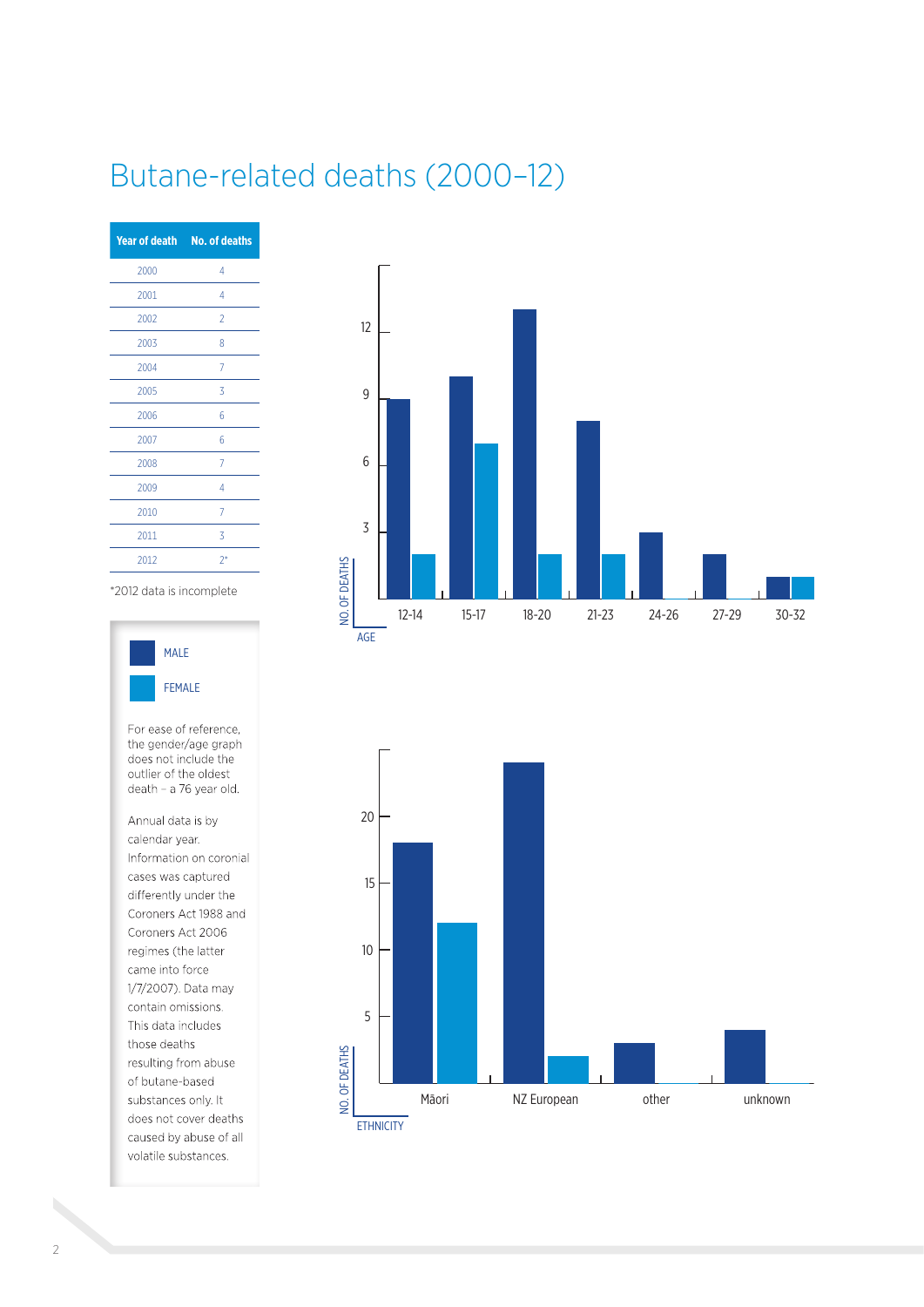# Butane-related deaths (2000–12)

| Year of death | No. of deaths |
|---|---|
| 2000 | 4 |
| 2001 | 4 |
| 2002 | 2 |
| 2003 | 8 |
| 2004 | 7 |
| 2005 | 3 |
| 2006 | 6 |
| 2007 | 6 |
| 2008 | 7 |
| 2009 | 4 |
| 2010 | 7 |
| 2011 | 3 |
| 2012 | 2* |

*2012 data is incomplete

MALE

FEMALE

For ease of reference, the gender/age graph does not include the outlier of the oldest death – a 76 year old.

Annual data is by calendar year. Information on coronial cases was captured differently under the Coroners Act 1988 and Coroners Act 2006 regimes (the latter came into force 1/7/2007). Data may contain omissions. This data includes those deaths resulting from abuse of butane-based substances only. It does not cover deaths caused by abuse of all volatile substances.

NO. OF DEATHS

AGE

12-14 15-17 18-20 21-23 24-26 27-29 30-32

NO. OF DEATHS

ETHNICITY

Māori NZ European other unknown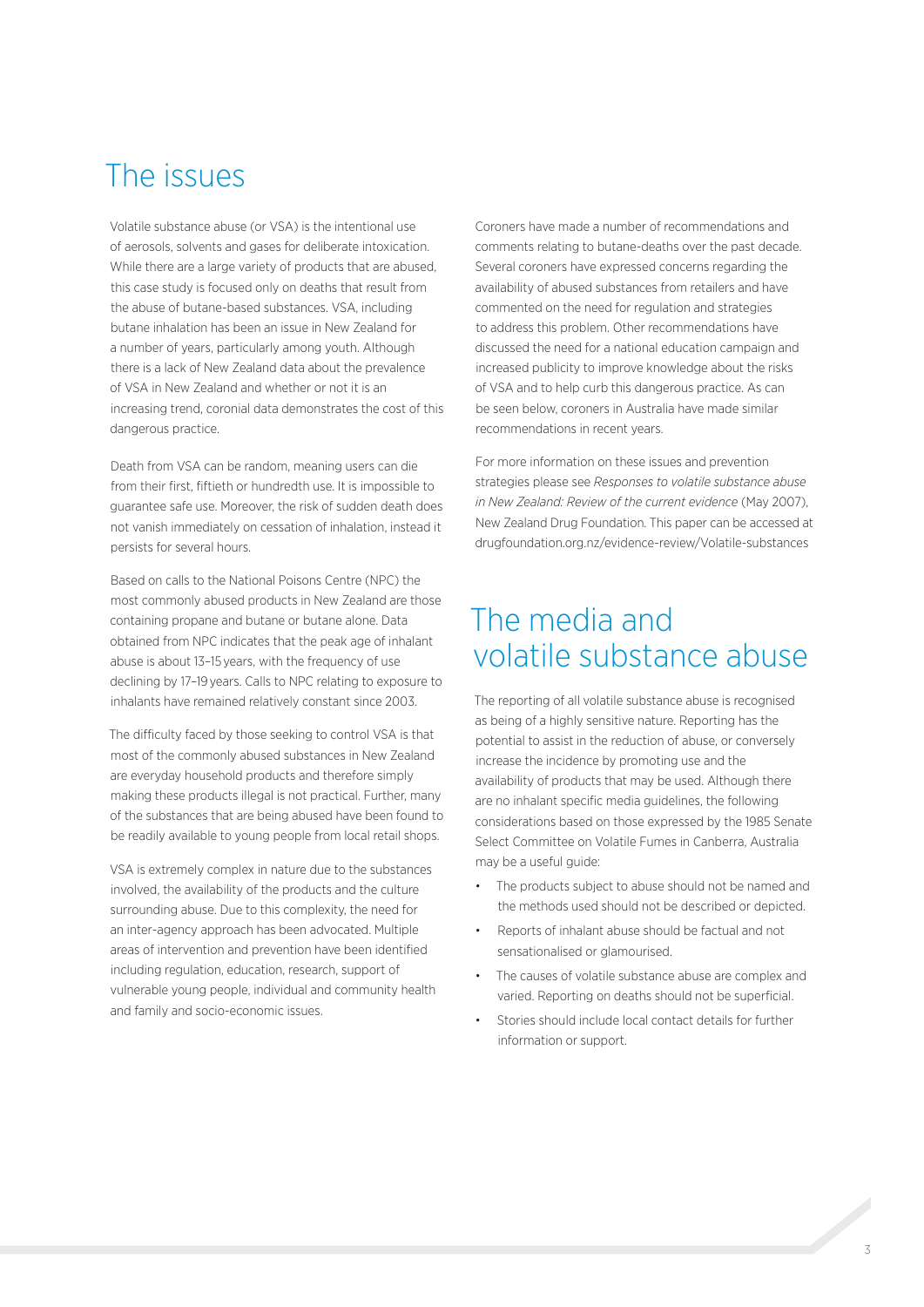# The issues

Volatile substance abuse (or VSA) is the intentional use of aerosols, solvents and gases for deliberate intoxication. While there are a large variety of products that are abused, this case study is focused only on deaths that result from the abuse of butane-based substances. VSA, including butane inhalation has been an issue in New Zealand for a number of years, particularly among youth. Although there is a lack of New Zealand data about the prevalence of VSA in New Zealand and whether or not it is an increasing trend, coronial data demonstrates the cost of this dangerous practice.

Death from VSA can be random, meaning users can die from their first, fiftieth or hundredth use. It is impossible to guarantee safe use. Moreover, the risk of sudden death does not vanish immediately on cessation of inhalation, instead it persists for several hours.

Based on calls to the National Poisons Centre (NPC) the most commonly abused products in New Zealand are those containing propane and butane or butane alone. Data obtained from NPC indicates that the peak age of inhalant abuse is about 13–15 years, with the frequency of use declining by 17–19 years. Calls to NPC relating to exposure to inhalants have remained relatively constant since 2003.

The difficulty faced by those seeking to control VSA is that most of the commonly abused substances in New Zealand are everyday household products and therefore simply making these products illegal is not practical. Further, many of the substances that are being abused have been found to be readily available to young people from local retail shops.

VSA is extremely complex in nature due to the substances involved, the availability of the products and the culture surrounding abuse. Due to this complexity, the need for an inter-agency approach has been advocated. Multiple areas of intervention and prevention have been identified including regulation, education, research, support of vulnerable young people, individual and community health and family and socio-economic issues.

Coroners have made a number of recommendations and comments relating to butane-deaths over the past decade. Several coroners have expressed concerns regarding the availability of abused substances from retailers and have commented on the need for regulation and strategies to address this problem. Other recommendations have discussed the need for a national education campaign and increased publicity to improve knowledge about the risks of VSA and to help curb this dangerous practice. As can be seen below, coroners in Australia have made similar recommendations in recent years.

For more information on these issues and prevention strategies please see *Responses to volatile substance abuse in New Zealand: Review of the current evidence* (May 2007), New Zealand Drug Foundation. This paper can be accessed at drugfoundation.org.nz/evidence-review/Volatile-substances

# The media and volatile substance abuse

The reporting of all volatile substance abuse is recognised as being of a highly sensitive nature. Reporting has the potential to assist in the reduction of abuse, or conversely increase the incidence by promoting use and the availability of products that may be used. Although there are no inhalant specific media guidelines, the following considerations based on those expressed by the 1985 Senate Select Committee on Volatile Fumes in Canberra, Australia may be a useful guide:

- The products subject to abuse should not be named and the methods used should not be described or depicted.
- Reports of inhalant abuse should be factual and not sensationalised or glamourised.
- The causes of volatile substance abuse are complex and varied. Reporting on deaths should not be superficial.
- Stories should include local contact details for further information or support.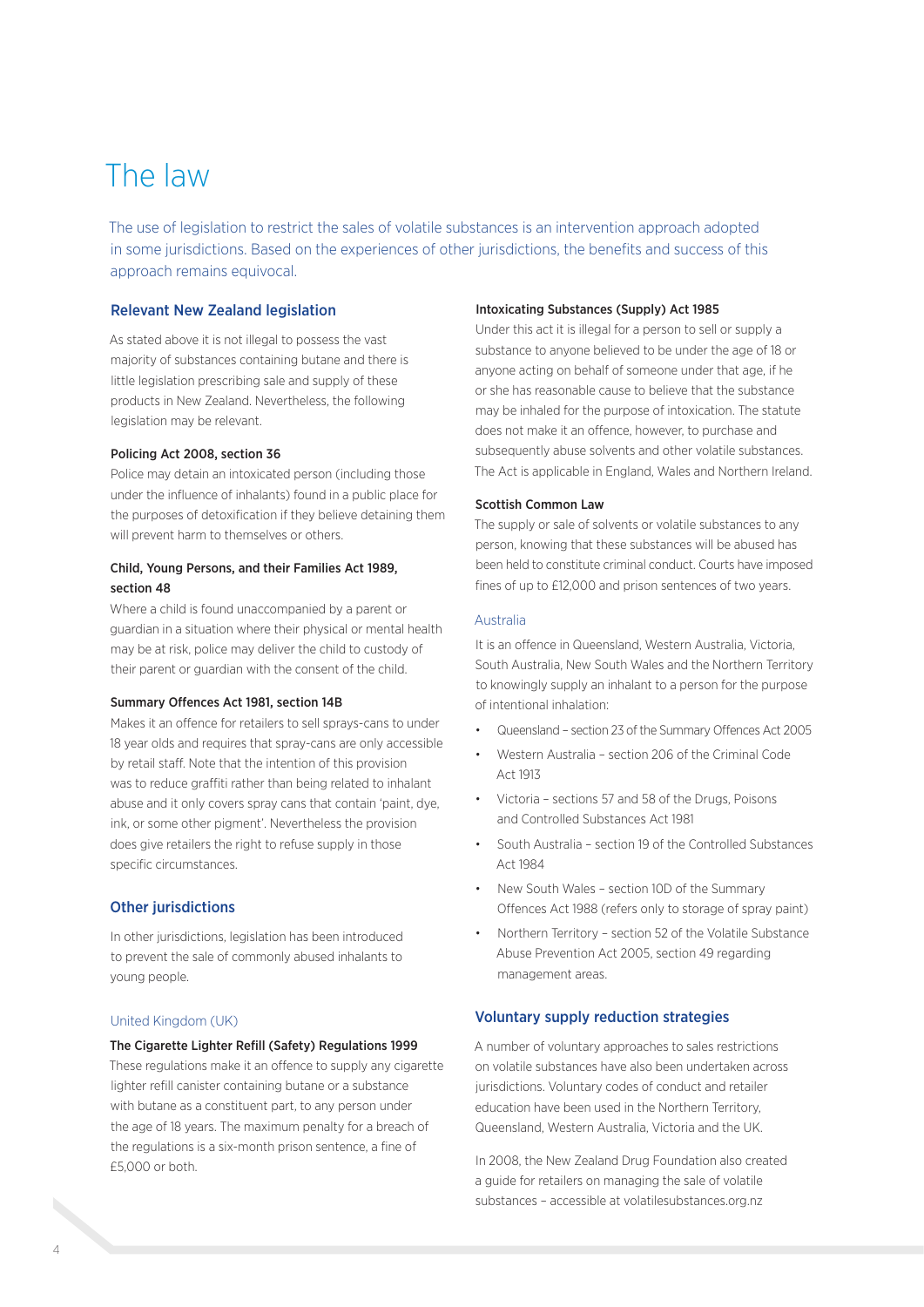# The law

The use of legislation to restrict the sales of volatile substances is an intervention approach adopted in some jurisdictions. Based on the experiences of other jurisdictions, the benefits and success of this approach remains equivocal.

## Relevant New Zealand legislation

As stated above it is not illegal to possess the vast majority of substances containing butane and there is little legislation prescribing sale and supply of these products in New Zealand. Nevertheless, the following legislation may be relevant.

**Policing Act 2008, section 36**

Police may detain an intoxicated person (including those under the influence of inhalants) found in a public place for the purposes of detoxification if they believe detaining them will prevent harm to themselves or others.

**Child, Young Persons, and their Families Act 1989, section 48**

Where a child is found unaccompanied by a parent or guardian in a situation where their physical or mental health may be at risk, police may deliver the child to custody of their parent or guardian with the consent of the child.

**Summary Offences Act 1981, section 14B**

Makes it an offence for retailers to sell sprays-cans to under 18 year olds and requires that spray-cans are only accessible by retail staff. Note that the intention of this provision was to reduce graffiti rather than being related to inhalant abuse and it only covers spray cans that contain 'paint, dye, ink, or some other pigment'. Nevertheless the provision does give retailers the right to refuse supply in those specific circumstances.

## Other jurisdictions

In other jurisdictions, legislation has been introduced to prevent the sale of commonly abused inhalants to young people.

### United Kingdom (UK)

**The Cigarette Lighter Refill (Safety) Regulations 1999**

These regulations make it an offence to supply any cigarette lighter refill canister containing butane or a substance with butane as a constituent part, to any person under the age of 18 years. The maximum penalty for a breach of the regulations is a six-month prison sentence, a fine of £5,000 or both.

**Intoxicating Substances (Supply) Act 1985**

Under this act it is illegal for a person to sell or supply a substance to anyone believed to be under the age of 18 or anyone acting on behalf of someone under that age, if he or she has reasonable cause to believe that the substance may be inhaled for the purpose of intoxication. The statute does not make it an offence, however, to purchase and subsequently abuse solvents and other volatile substances. The Act is applicable in England, Wales and Northern Ireland.

**Scottish Common Law**

The supply or sale of solvents or volatile substances to any person, knowing that these substances will be abused has been held to constitute criminal conduct. Courts have imposed fines of up to £12,000 and prison sentences of two years.

### Australia

It is an offence in Queensland, Western Australia, Victoria, South Australia, New South Wales and the Northern Territory to knowingly supply an inhalant to a person for the purpose of intentional inhalation:

- Queensland – section 23 of the Summary Offences Act 2005
- Western Australia – section 206 of the Criminal Code Act 1913
- Victoria – sections 57 and 58 of the Drugs, Poisons and Controlled Substances Act 1981
- South Australia – section 19 of the Controlled Substances Act 1984
- New South Wales – section 10D of the Summary Offences Act 1988 (refers only to storage of spray paint)
- Northern Territory – section 52 of the Volatile Substance Abuse Prevention Act 2005, section 49 regarding management areas.

## Voluntary supply reduction strategies

A number of voluntary approaches to sales restrictions on volatile substances have also been undertaken across jurisdictions. Voluntary codes of conduct and retailer education have been used in the Northern Territory, Queensland, Western Australia, Victoria and the UK.

In 2008, the New Zealand Drug Foundation also created a guide for retailers on managing the sale of volatile substances – accessible at volatilesubstances.org.nz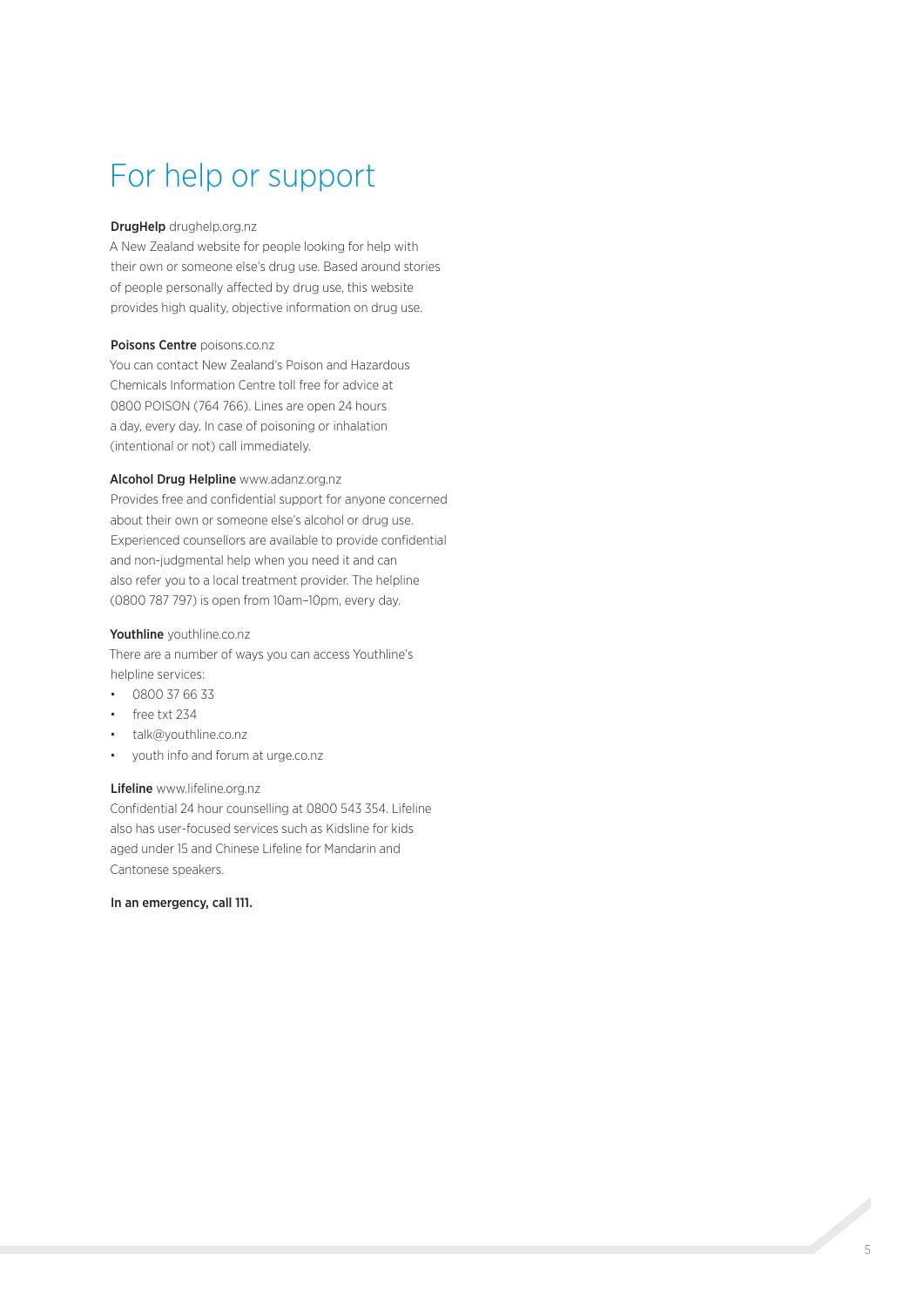# For help or support

**DrugHelp** drughelp.org.nz
A New Zealand website for people looking for help with their own or someone else's drug use. Based around stories of people personally affected by drug use, this website provides high quality, objective information on drug use.

**Poisons Centre** poisons.co.nz
You can contact New Zealand's Poison and Hazardous Chemicals Information Centre toll free for advice at 0800 POISON (764 766). Lines are open 24 hours a day, every day. In case of poisoning or inhalation (intentional or not) call immediately.

**Alcohol Drug Helpline** www.adanz.org.nz
Provides free and confidential support for anyone concerned about their own or someone else's alcohol or drug use. Experienced counsellors are available to provide confidential and non-judgmental help when you need it and can also refer you to a local treatment provider. The helpline (0800 787 797) is open from 10am–10pm, every day.

**Youthline** youthline.co.nz
There are a number of ways you can access Youthline's helpline services:

- 0800 37 66 33
- free txt 234
- talk@youthline.co.nz
- youth info and forum at urge.co.nz

**Lifeline** www.lifeline.org.nz
Confidential 24 hour counselling at 0800 543 354. Lifeline also has user-focused services such as Kidsline for kids aged under 15 and Chinese Lifeline for Mandarin and Cantonese speakers.

**In an emergency, call 111.**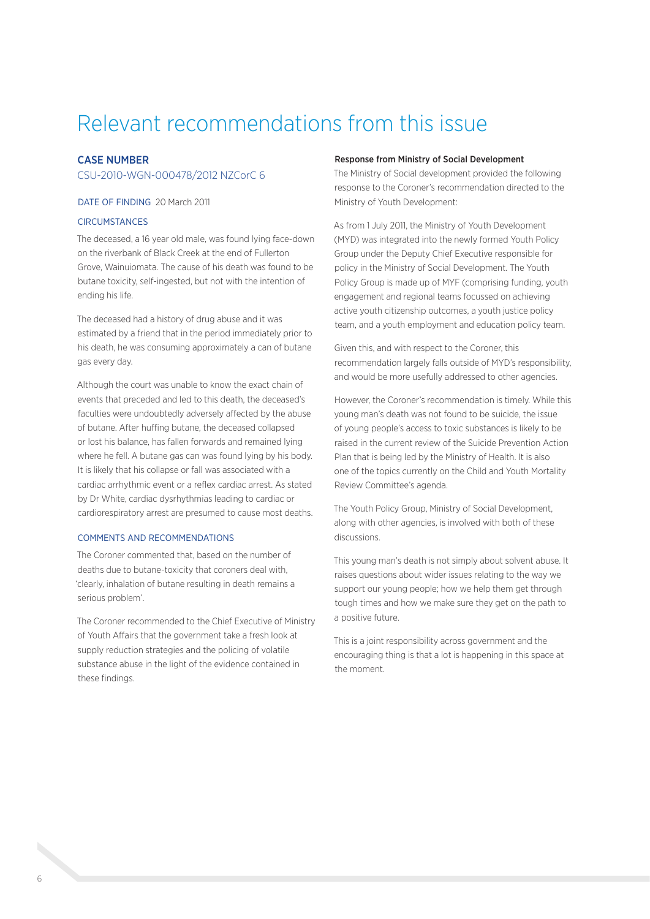# Relevant recommendations from this issue

### CASE NUMBER

CSU-2010-WGN-000478/2012 NZCorC 6

DATE OF FINDING 20 March 2011

CIRCUMSTANCES

The deceased, a 16 year old male, was found lying face-down on the riverbank of Black Creek at the end of Fullerton Grove, Wainuiomata. The cause of his death was found to be butane toxicity, self-ingested, but not with the intention of ending his life.

The deceased had a history of drug abuse and it was estimated by a friend that in the period immediately prior to his death, he was consuming approximately a can of butane gas every day.

Although the court was unable to know the exact chain of events that preceded and led to this death, the deceased's faculties were undoubtedly adversely affected by the abuse of butane. After huffing butane, the deceased collapsed or lost his balance, has fallen forwards and remained lying where he fell. A butane gas can was found lying by his body. It is likely that his collapse or fall was associated with a cardiac arrhythmic event or a reflex cardiac arrest. As stated by Dr White, cardiac dysrhythmias leading to cardiac or cardiorespiratory arrest are presumed to cause most deaths.

COMMENTS AND RECOMMENDATIONS

The Coroner commented that, based on the number of deaths due to butane-toxicity that coroners deal with, 'clearly, inhalation of butane resulting in death remains a serious problem'.

The Coroner recommended to the Chief Executive of Ministry of Youth Affairs that the government take a fresh look at supply reduction strategies and the policing of volatile substance abuse in the light of the evidence contained in these findings.

**Response from Ministry of Social Development**

The Ministry of Social development provided the following response to the Coroner's recommendation directed to the Ministry of Youth Development:

As from 1 July 2011, the Ministry of Youth Development (MYD) was integrated into the newly formed Youth Policy Group under the Deputy Chief Executive responsible for policy in the Ministry of Social Development. The Youth Policy Group is made up of MYF (comprising funding, youth engagement and regional teams focussed on achieving active youth citizenship outcomes, a youth justice policy team, and a youth employment and education policy team.

Given this, and with respect to the Coroner, this recommendation largely falls outside of MYD's responsibility, and would be more usefully addressed to other agencies.

However, the Coroner's recommendation is timely. While this young man's death was not found to be suicide, the issue of young people's access to toxic substances is likely to be raised in the current review of the Suicide Prevention Action Plan that is being led by the Ministry of Health. It is also one of the topics currently on the Child and Youth Mortality Review Committee's agenda.

The Youth Policy Group, Ministry of Social Development, along with other agencies, is involved with both of these discussions.

This young man's death is not simply about solvent abuse. It raises questions about wider issues relating to the way we support our young people; how we help them get through tough times and how we make sure they get on the path to a positive future.

This is a joint responsibility across government and the encouraging thing is that a lot is happening in this space at the moment.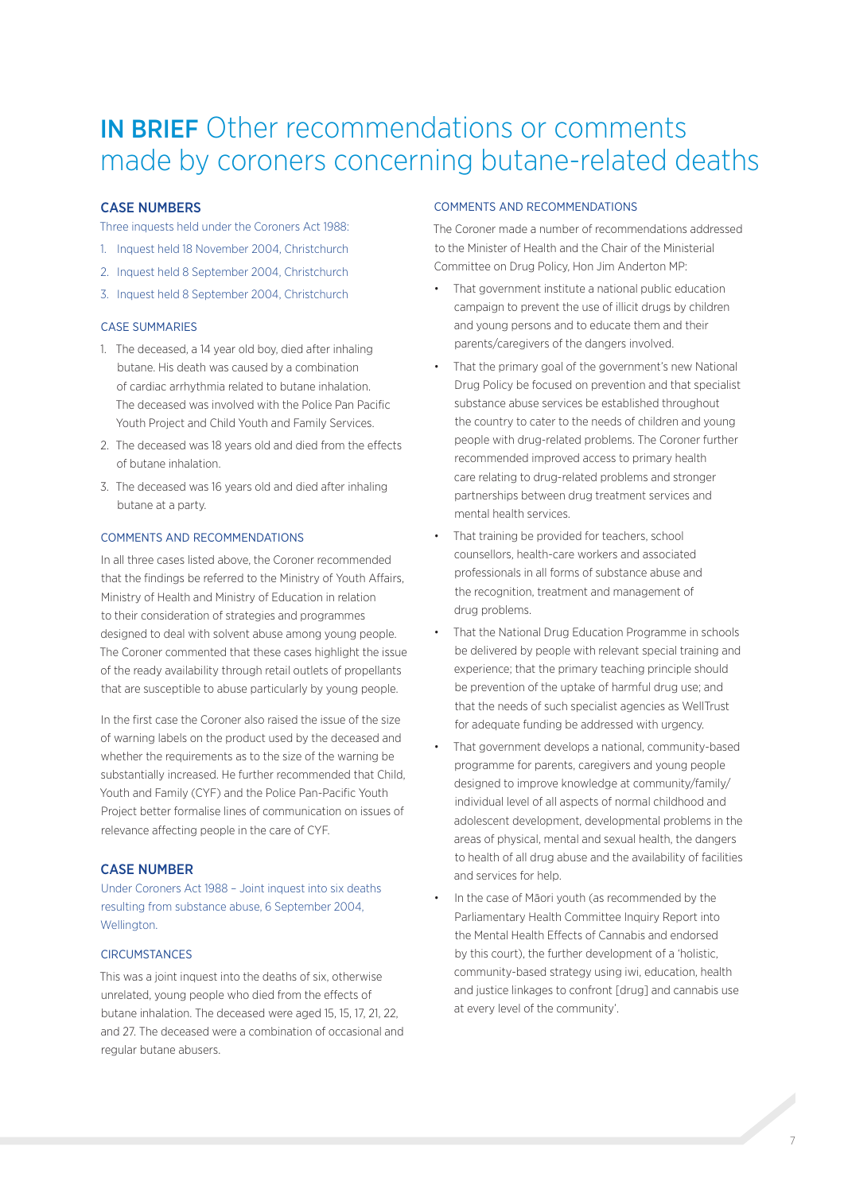# **IN BRIEF** Other recommendations or comments made by coroners concerning butane-related deaths

## CASE NUMBERS

Three inquests held under the Coroners Act 1988:

1. Inquest held 18 November 2004, Christchurch
2. Inquest held 8 September 2004, Christchurch
3. Inquest held 8 September 2004, Christchurch

### CASE SUMMARIES

1. The deceased, a 14 year old boy, died after inhaling butane. His death was caused by a combination of cardiac arrhythmia related to butane inhalation. The deceased was involved with the Police Pan Pacific Youth Project and Child Youth and Family Services.
2. The deceased was 18 years old and died from the effects of butane inhalation.
3. The deceased was 16 years old and died after inhaling butane at a party.

### COMMENTS AND RECOMMENDATIONS

In all three cases listed above, the Coroner recommended that the findings be referred to the Ministry of Youth Affairs, Ministry of Health and Ministry of Education in relation to their consideration of strategies and programmes designed to deal with solvent abuse among young people. The Coroner commented that these cases highlight the issue of the ready availability through retail outlets of propellants that are susceptible to abuse particularly by young people.

In the first case the Coroner also raised the issue of the size of warning labels on the product used by the deceased and whether the requirements as to the size of the warning be substantially increased. He further recommended that Child, Youth and Family (CYF) and the Police Pan-Pacific Youth Project better formalise lines of communication on issues of relevance affecting people in the care of CYF.

## CASE NUMBER

Under Coroners Act 1988 – Joint inquest into six deaths resulting from substance abuse, 6 September 2004, Wellington.

### CIRCUMSTANCES

This was a joint inquest into the deaths of six, otherwise unrelated, young people who died from the effects of butane inhalation. The deceased were aged 15, 15, 17, 21, 22, and 27. The deceased were a combination of occasional and regular butane abusers.

### COMMENTS AND RECOMMENDATIONS

The Coroner made a number of recommendations addressed to the Minister of Health and the Chair of the Ministerial Committee on Drug Policy, Hon Jim Anderton MP:

- That government institute a national public education campaign to prevent the use of illicit drugs by children and young persons and to educate them and their parents/caregivers of the dangers involved.
- That the primary goal of the government's new National Drug Policy be focused on prevention and that specialist substance abuse services be established throughout the country to cater to the needs of children and young people with drug-related problems. The Coroner further recommended improved access to primary health care relating to drug-related problems and stronger partnerships between drug treatment services and mental health services.
- That training be provided for teachers, school counsellors, health-care workers and associated professionals in all forms of substance abuse and the recognition, treatment and management of drug problems.
- That the National Drug Education Programme in schools be delivered by people with relevant special training and experience; that the primary teaching principle should be prevention of the uptake of harmful drug use; and that the needs of such specialist agencies as WellTrust for adequate funding be addressed with urgency.
- That government develops a national, community-based programme for parents, caregivers and young people designed to improve knowledge at community/family/individual level of all aspects of normal childhood and adolescent development, developmental problems in the areas of physical, mental and sexual health, the dangers to health of all drug abuse and the availability of facilities and services for help.
- In the case of Māori youth (as recommended by the Parliamentary Health Committee Inquiry Report into the Mental Health Effects of Cannabis and endorsed by this court), the further development of a 'holistic, community-based strategy using iwi, education, health and justice linkages to confront [drug] and cannabis use at every level of the community'.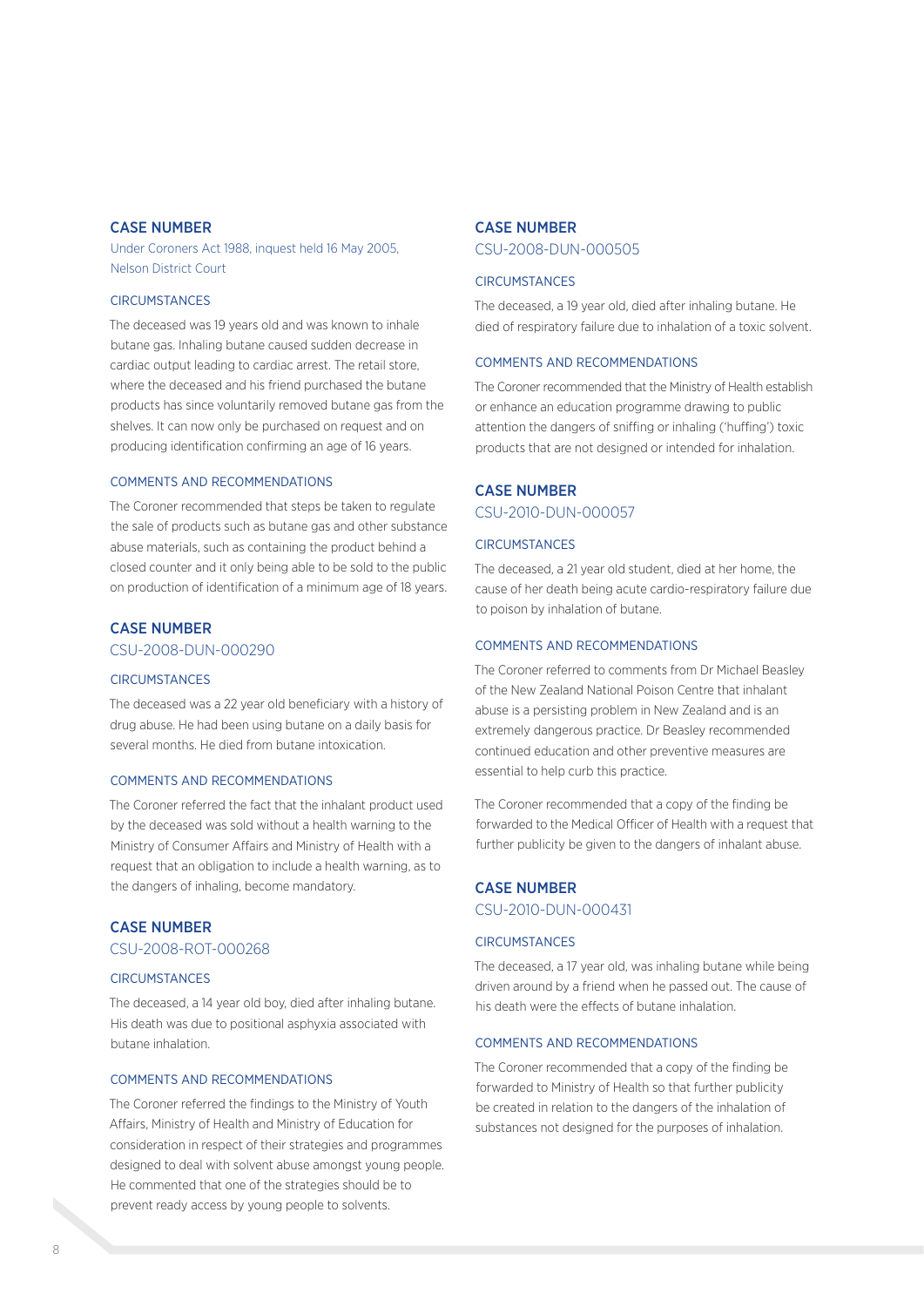### CASE NUMBER

Under Coroners Act 1988, inquest held 16 May 2005, Nelson District Court

#### CIRCUMSTANCES

The deceased was 19 years old and was known to inhale butane gas. Inhaling butane caused sudden decrease in cardiac output leading to cardiac arrest. The retail store, where the deceased and his friend purchased the butane products has since voluntarily removed butane gas from the shelves. It can now only be purchased on request and on producing identification confirming an age of 16 years.

#### COMMENTS AND RECOMMENDATIONS

The Coroner recommended that steps be taken to regulate the sale of products such as butane gas and other substance abuse materials, such as containing the product behind a closed counter and it only being able to be sold to the public on production of identification of a minimum age of 18 years.

### CASE NUMBER

CSU-2008-DUN-000290

#### CIRCUMSTANCES

The deceased was a 22 year old beneficiary with a history of drug abuse. He had been using butane on a daily basis for several months. He died from butane intoxication.

#### COMMENTS AND RECOMMENDATIONS

The Coroner referred the fact that the inhalant product used by the deceased was sold without a health warning to the Ministry of Consumer Affairs and Ministry of Health with a request that an obligation to include a health warning, as to the dangers of inhaling, become mandatory.

### CASE NUMBER

CSU-2008-ROT-000268

#### CIRCUMSTANCES

The deceased, a 14 year old boy, died after inhaling butane. His death was due to positional asphyxia associated with butane inhalation.

#### COMMENTS AND RECOMMENDATIONS

The Coroner referred the findings to the Ministry of Youth Affairs, Ministry of Health and Ministry of Education for consideration in respect of their strategies and programmes designed to deal with solvent abuse amongst young people. He commented that one of the strategies should be to prevent ready access by young people to solvents.

### CASE NUMBER

CSU-2008-DUN-000505

#### CIRCUMSTANCES

The deceased, a 19 year old, died after inhaling butane. He died of respiratory failure due to inhalation of a toxic solvent.

#### COMMENTS AND RECOMMENDATIONS

The Coroner recommended that the Ministry of Health establish or enhance an education programme drawing to public attention the dangers of sniffing or inhaling ('huffing') toxic products that are not designed or intended for inhalation.

### CASE NUMBER

CSU-2010-DUN-000057

#### CIRCUMSTANCES

The deceased, a 21 year old student, died at her home, the cause of her death being acute cardio-respiratory failure due to poison by inhalation of butane.

#### COMMENTS AND RECOMMENDATIONS

The Coroner referred to comments from Dr Michael Beasley of the New Zealand National Poison Centre that inhalant abuse is a persisting problem in New Zealand and is an extremely dangerous practice. Dr Beasley recommended continued education and other preventive measures are essential to help curb this practice.

The Coroner recommended that a copy of the finding be forwarded to the Medical Officer of Health with a request that further publicity be given to the dangers of inhalant abuse.

### CASE NUMBER

CSU-2010-DUN-000431

#### CIRCUMSTANCES

The deceased, a 17 year old, was inhaling butane while being driven around by a friend when he passed out. The cause of his death were the effects of butane inhalation.

#### COMMENTS AND RECOMMENDATIONS

The Coroner recommended that a copy of the finding be forwarded to Ministry of Health so that further publicity be created in relation to the dangers of the inhalation of substances not designed for the purposes of inhalation.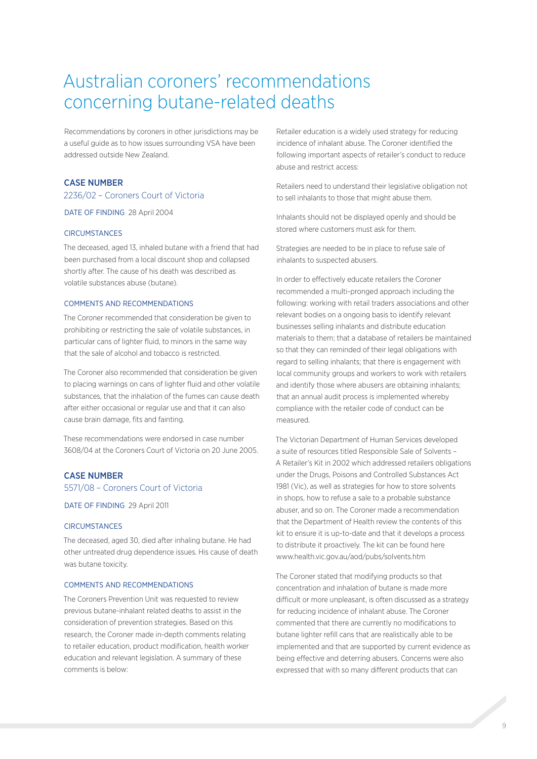# Australian coroners' recommendations concerning butane-related deaths

Recommendations by coroners in other jurisdictions may be a useful guide as to how issues surrounding VSA have been addressed outside New Zealand.

## CASE NUMBER

2236/02 – Coroners Court of Victoria

DATE OF FINDING 28 April 2004

### CIRCUMSTANCES

The deceased, aged 13, inhaled butane with a friend that had been purchased from a local discount shop and collapsed shortly after. The cause of his death was described as volatile substances abuse (butane).

### COMMENTS AND RECOMMENDATIONS

The Coroner recommended that consideration be given to prohibiting or restricting the sale of volatile substances, in particular cans of lighter fluid, to minors in the same way that the sale of alcohol and tobacco is restricted.

The Coroner also recommended that consideration be given to placing warnings on cans of lighter fluid and other volatile substances, that the inhalation of the fumes can cause death after either occasional or regular use and that it can also cause brain damage, fits and fainting.

These recommendations were endorsed in case number 3608/04 at the Coroners Court of Victoria on 20 June 2005.

## CASE NUMBER

5571/08 – Coroners Court of Victoria

DATE OF FINDING 29 April 2011

### CIRCUMSTANCES

The deceased, aged 30, died after inhaling butane. He had other untreated drug dependence issues. His cause of death was butane toxicity.

### COMMENTS AND RECOMMENDATIONS

The Coroners Prevention Unit was requested to review previous butane-inhalant related deaths to assist in the consideration of prevention strategies. Based on this research, the Coroner made in-depth comments relating to retailer education, product modification, health worker education and relevant legislation. A summary of these comments is below:

Retailer education is a widely used strategy for reducing incidence of inhalant abuse. The Coroner identified the following important aspects of retailer's conduct to reduce abuse and restrict access:

Retailers need to understand their legislative obligation not to sell inhalants to those that might abuse them.

Inhalants should not be displayed openly and should be stored where customers must ask for them.

Strategies are needed to be in place to refuse sale of inhalants to suspected abusers.

In order to effectively educate retailers the Coroner recommended a multi-pronged approach including the following: working with retail traders associations and other relevant bodies on a ongoing basis to identify relevant businesses selling inhalants and distribute education materials to them; that a database of retailers be maintained so that they can reminded of their legal obligations with regard to selling inhalants; that there is engagement with local community groups and workers to work with retailers and identify those where abusers are obtaining inhalants; that an annual audit process is implemented whereby compliance with the retailer code of conduct can be measured.

The Victorian Department of Human Services developed a suite of resources titled Responsible Sale of Solvents – A Retailer's Kit in 2002 which addressed retailers obligations under the Drugs, Poisons and Controlled Substances Act 1981 (Vic), as well as strategies for how to store solvents in shops, how to refuse a sale to a probable substance abuser, and so on. The Coroner made a recommendation that the Department of Health review the contents of this kit to ensure it is up-to-date and that it develops a process to distribute it proactively. The kit can be found here www.health.vic.gov.au/aod/pubs/solvents.htm

The Coroner stated that modifying products so that concentration and inhalation of butane is made more difficult or more unpleasant, is often discussed as a strategy for reducing incidence of inhalant abuse. The Coroner commented that there are currently no modifications to butane lighter refill cans that are realistically able to be implemented and that are supported by current evidence as being effective and deterring abusers. Concerns were also expressed that with so many different products that can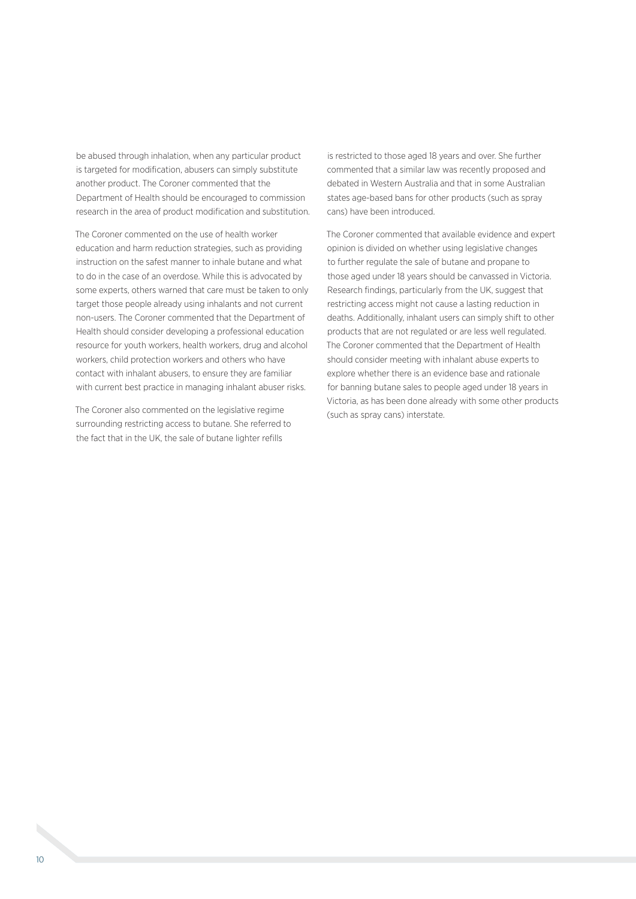be abused through inhalation, when any particular product is targeted for modification, abusers can simply substitute another product. The Coroner commented that the Department of Health should be encouraged to commission research in the area of product modification and substitution.

The Coroner commented on the use of health worker education and harm reduction strategies, such as providing instruction on the safest manner to inhale butane and what to do in the case of an overdose. While this is advocated by some experts, others warned that care must be taken to only target those people already using inhalants and not current non-users. The Coroner commented that the Department of Health should consider developing a professional education resource for youth workers, health workers, drug and alcohol workers, child protection workers and others who have contact with inhalant abusers, to ensure they are familiar with current best practice in managing inhalant abuser risks.

The Coroner also commented on the legislative regime surrounding restricting access to butane. She referred to the fact that in the UK, the sale of butane lighter refills is restricted to those aged 18 years and over. She further commented that a similar law was recently proposed and debated in Western Australia and that in some Australian states age-based bans for other products (such as spray cans) have been introduced.

The Coroner commented that available evidence and expert opinion is divided on whether using legislative changes to further regulate the sale of butane and propane to those aged under 18 years should be canvassed in Victoria. Research findings, particularly from the UK, suggest that restricting access might not cause a lasting reduction in deaths. Additionally, inhalant users can simply shift to other products that are not regulated or are less well regulated. The Coroner commented that the Department of Health should consider meeting with inhalant abuse experts to explore whether there is an evidence base and rationale for banning butane sales to people aged under 18 years in Victoria, as has been done already with some other products (such as spray cans) interstate.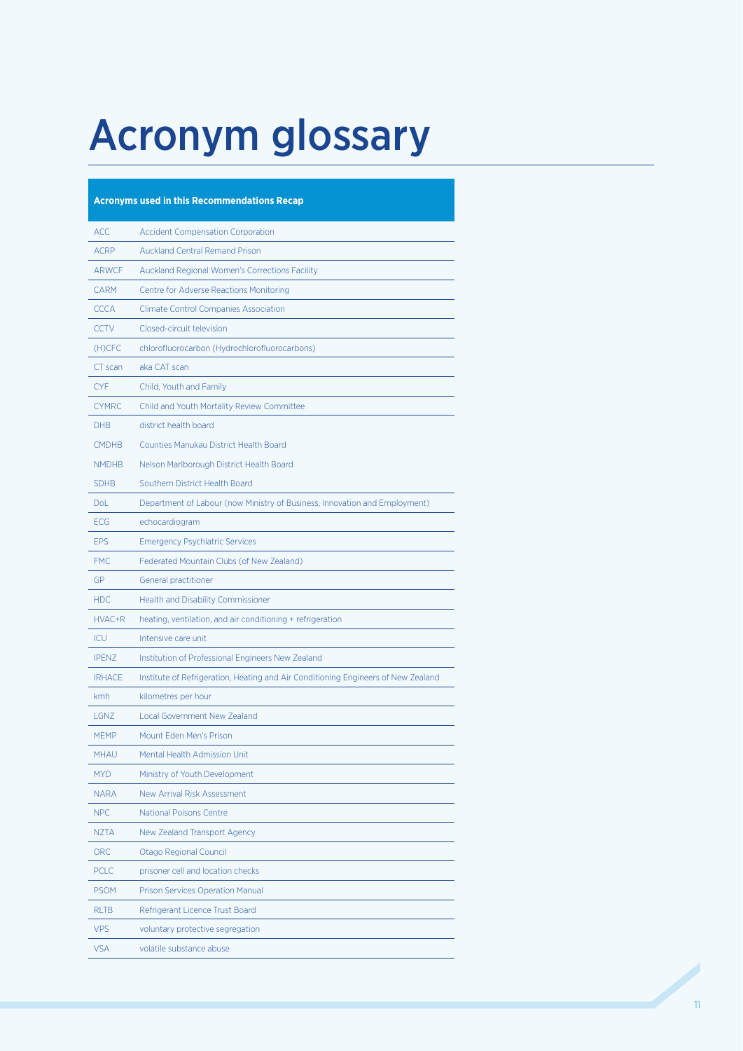# Acronym glossary

| Acronyms used in this Recommendations Recap | |
|---|---|
| ACC | Accident Compensation Corporation |
| ACRP | Auckland Central Remand Prison |
| ARWCF | Auckland Regional Women's Corrections Facility |
| CARM | Centre for Adverse Reactions Monitoring |
| CCCA | Climate Control Companies Association |
| CCTV | Closed-circuit television |
| (H)CFC | chlorofluorocarbon (Hydrochlorofluorocarbons) |
| CT scan | aka CAT scan |
| CYF | Child, Youth and Family |
| CYMRC | Child and Youth Mortality Review Committee |
| DHB | district health board |
| CMDHB | Counties Manukau District Health Board |
| NMDHB | Nelson Marlborough District Health Board |
| SDHB | Southern District Health Board |
| DoL | Department of Labour (now Ministry of Business, Innovation and Employment) |
| ECG | echocardiogram |
| EPS | Emergency Psychiatric Services |
| FMC | Federated Mountain Clubs (of New Zealand) |
| GP | General practitioner |
| HDC | Health and Disability Commissioner |
| HVAC+R | heating, ventilation, and air conditioning + refrigeration |
| ICU | Intensive care unit |
| IPENZ | Institution of Professional Engineers New Zealand |
| IRHACE | Institute of Refrigeration, Heating and Air Conditioning Engineers of New Zealand |
| kmh | kilometres per hour |
| LGNZ | Local Government New Zealand |
| MEMP | Mount Eden Men's Prison |
| MHAU | Mental Health Admission Unit |
| MYD | Ministry of Youth Development |
| NARA | New Arrival Risk Assessment |
| NPC | National Poisons Centre |
| NZTA | New Zealand Transport Agency |
| ORC | Otago Regional Council |
| PCLC | prisoner cell and location checks |
| PSOM | Prison Services Operation Manual |
| RLTB | Refrigerant Licence Trust Board |
| VPS | voluntary protective segregation |
| VSA | volatile substance abuse |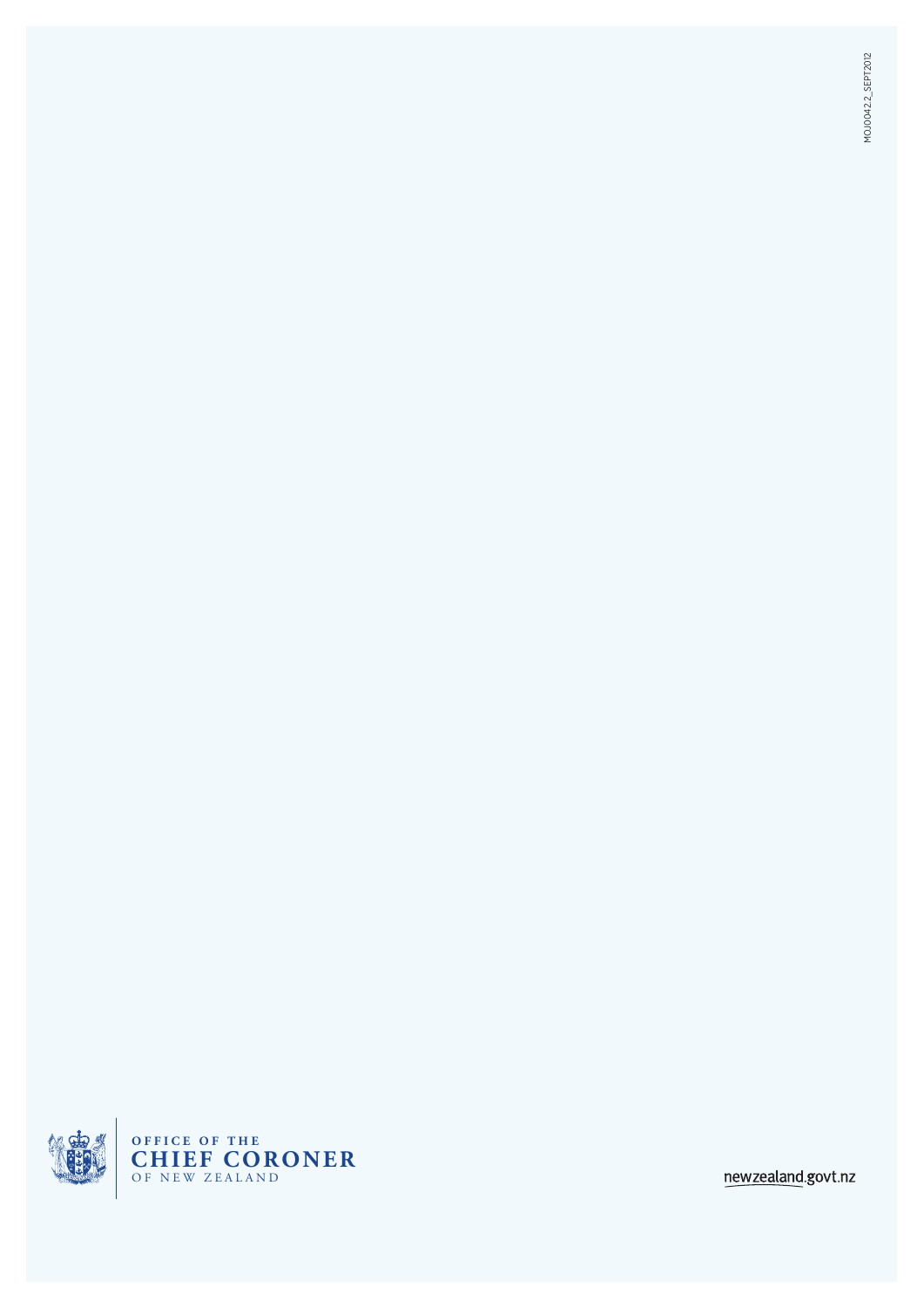MOJ0042.2_SEPT2012

OFFICE OF THE
CHIEF CORONER
OF NEW ZEALAND

newzealand.govt.nz